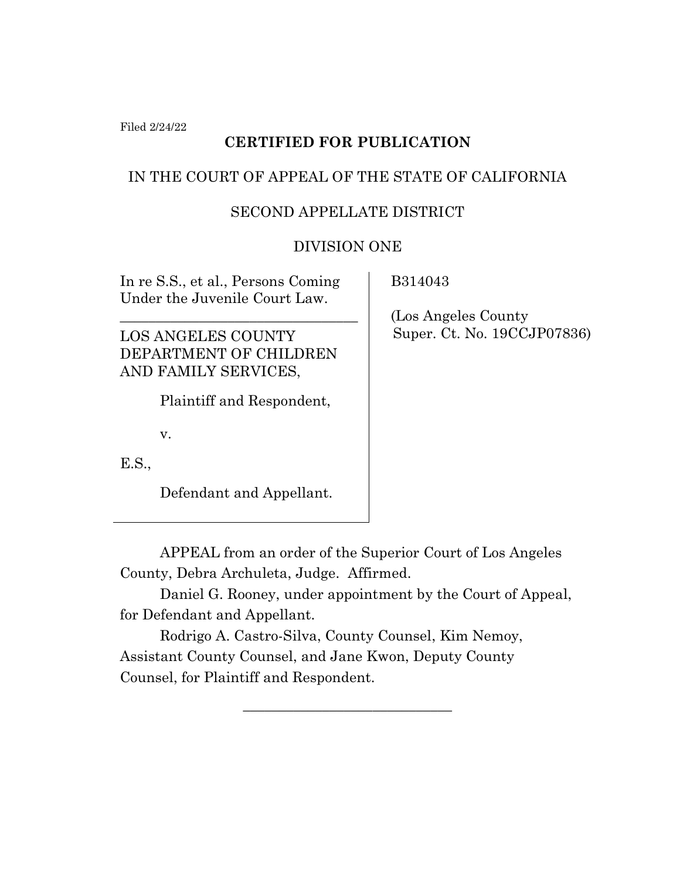Filed 2/24/22

**CERTIFIED FOR PUBLICATION**

IN THE COURT OF APPEAL OF THE STATE OF CALIFORNIA

SECOND APPELLATE DISTRICT

DIVISION ONE

| | |
|---|---|
| In re S.S., et al., Persons Coming Under the Juvenile Court Law. | B314043 |
| LOS ANGELES COUNTY DEPARTMENT OF CHILDREN AND FAMILY SERVICES, Plaintiff and Respondent, v. E.S., Defendant and Appellant. | (Los Angeles County Super. Ct. No. 19CCJP07836) |

APPEAL from an order of the Superior Court of Los Angeles County, Debra Archuleta, Judge. Affirmed.

Daniel G. Rooney, under appointment by the Court of Appeal, for Defendant and Appellant.

Rodrigo A. Castro-Silva, County Counsel, Kim Nemoy, Assistant County Counsel, and Jane Kwon, Deputy County Counsel, for Plaintiff and Respondent.

______________________________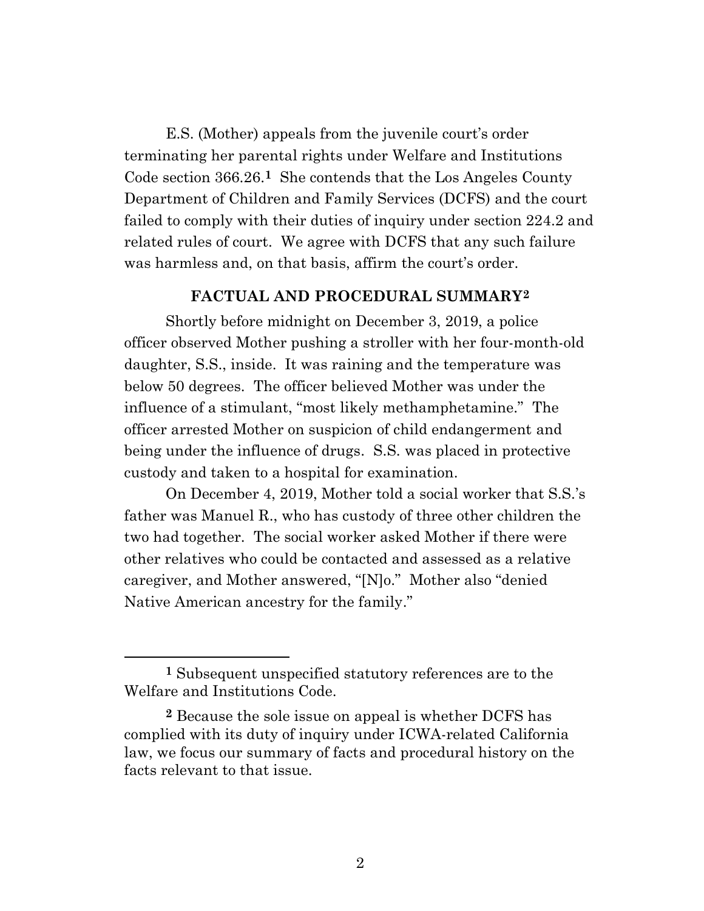E.S. (Mother) appeals from the juvenile court's order terminating her parental rights under Welfare and Institutions Code section 366.26.[1] She contends that the Los Angeles County Department of Children and Family Services (DCFS) and the court failed to comply with their duties of inquiry under section 224.2 and related rules of court. We agree with DCFS that any such failure was harmless and, on that basis, affirm the court's order.

## FACTUAL AND PROCEDURAL SUMMARY[2]

Shortly before midnight on December 3, 2019, a police officer observed Mother pushing a stroller with her four-month-old daughter, S.S., inside. It was raining and the temperature was below 50 degrees. The officer believed Mother was under the influence of a stimulant, "most likely methamphetamine." The officer arrested Mother on suspicion of child endangerment and being under the influence of drugs. S.S. was placed in protective custody and taken to a hospital for examination.

On December 4, 2019, Mother told a social worker that S.S.'s father was Manuel R., who has custody of three other children the two had together. The social worker asked Mother if there were other relatives who could be contacted and assessed as a relative caregiver, and Mother answered, "[N]o." Mother also "denied Native American ancestry for the family."

---

[1] Subsequent unspecified statutory references are to the Welfare and Institutions Code.

[2] Because the sole issue on appeal is whether DCFS has complied with its duty of inquiry under ICWA-related California law, we focus our summary of facts and procedural history on the facts relevant to that issue.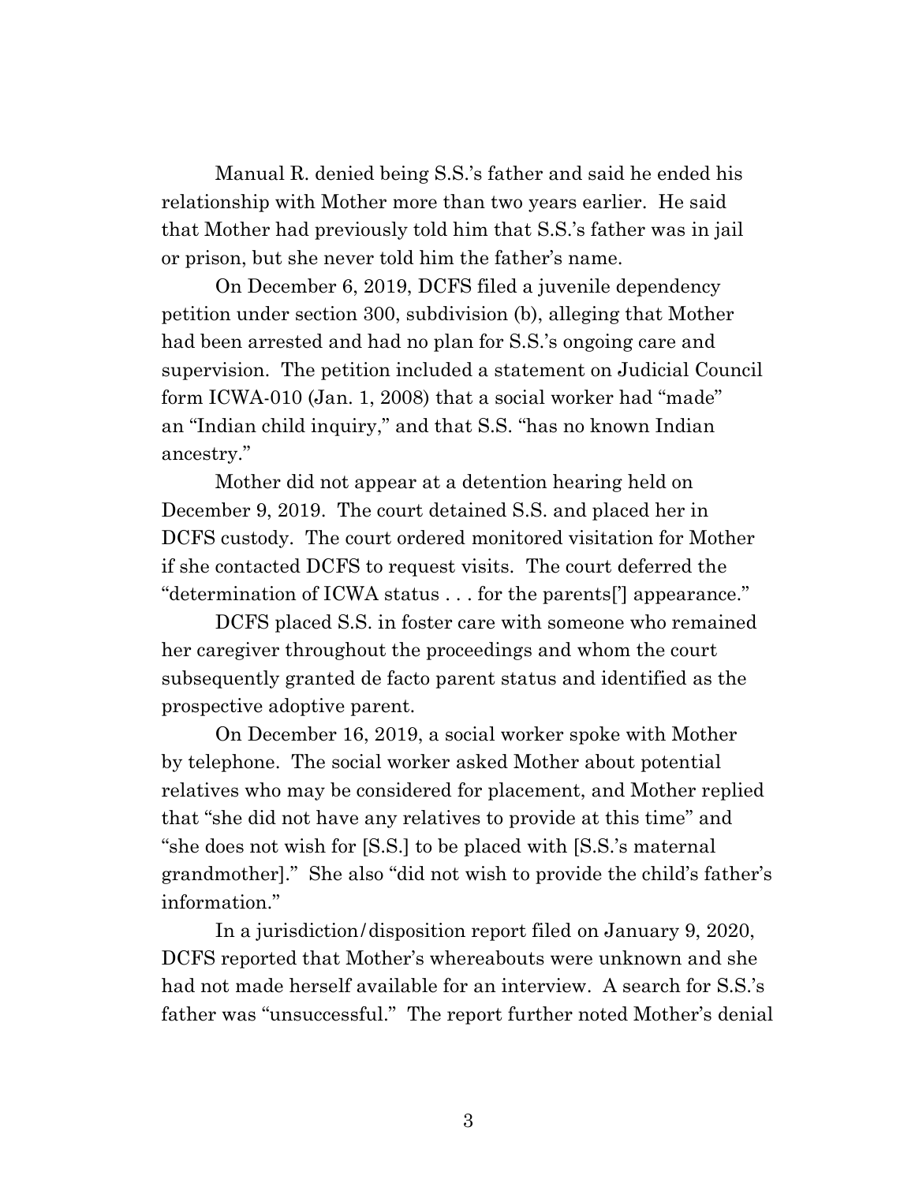Manual R. denied being S.S.'s father and said he ended his relationship with Mother more than two years earlier. He said that Mother had previously told him that S.S.'s father was in jail or prison, but she never told him the father's name.

On December 6, 2019, DCFS filed a juvenile dependency petition under section 300, subdivision (b), alleging that Mother had been arrested and had no plan for S.S.'s ongoing care and supervision. The petition included a statement on Judicial Council form ICWA-010 (Jan. 1, 2008) that a social worker had "made" an "Indian child inquiry," and that S.S. "has no known Indian ancestry."

Mother did not appear at a detention hearing held on December 9, 2019. The court detained S.S. and placed her in DCFS custody. The court ordered monitored visitation for Mother if she contacted DCFS to request visits. The court deferred the "determination of ICWA status . . . for the parents['] appearance."

DCFS placed S.S. in foster care with someone who remained her caregiver throughout the proceedings and whom the court subsequently granted de facto parent status and identified as the prospective adoptive parent.

On December 16, 2019, a social worker spoke with Mother by telephone. The social worker asked Mother about potential relatives who may be considered for placement, and Mother replied that "she did not have any relatives to provide at this time" and "she does not wish for [S.S.] to be placed with [S.S.'s maternal grandmother]." She also "did not wish to provide the child's father's information."

In a jurisdiction/disposition report filed on January 9, 2020, DCFS reported that Mother's whereabouts were unknown and she had not made herself available for an interview. A search for S.S.'s father was "unsuccessful." The report further noted Mother's denial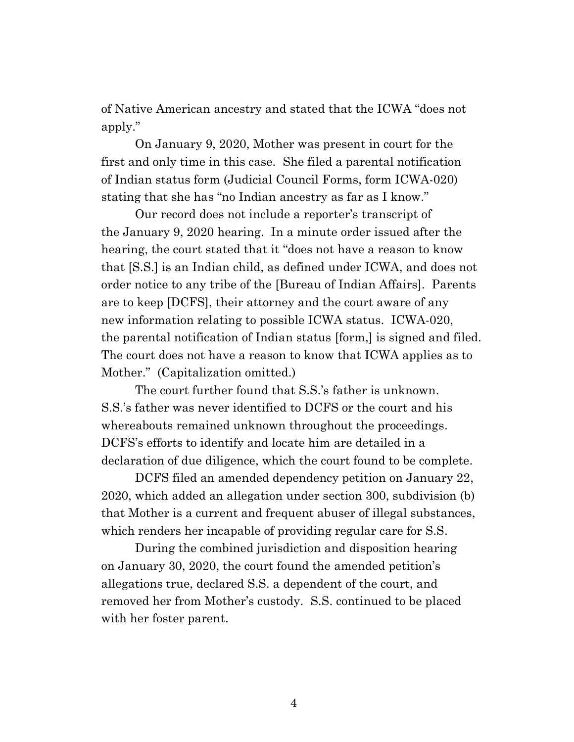of Native American ancestry and stated that the ICWA "does not apply."

On January 9, 2020, Mother was present in court for the first and only time in this case. She filed a parental notification of Indian status form (Judicial Council Forms, form ICWA-020) stating that she has "no Indian ancestry as far as I know."

Our record does not include a reporter's transcript of the January 9, 2020 hearing. In a minute order issued after the hearing, the court stated that it "does not have a reason to know that [S.S.] is an Indian child, as defined under ICWA, and does not order notice to any tribe of the [Bureau of Indian Affairs]. Parents are to keep [DCFS], their attorney and the court aware of any new information relating to possible ICWA status. ICWA-020, the parental notification of Indian status [form,] is signed and filed. The court does not have a reason to know that ICWA applies as to Mother." (Capitalization omitted.)

The court further found that S.S.'s father is unknown. S.S.'s father was never identified to DCFS or the court and his whereabouts remained unknown throughout the proceedings. DCFS's efforts to identify and locate him are detailed in a declaration of due diligence, which the court found to be complete.

DCFS filed an amended dependency petition on January 22, 2020, which added an allegation under section 300, subdivision (b) that Mother is a current and frequent abuser of illegal substances, which renders her incapable of providing regular care for S.S.

During the combined jurisdiction and disposition hearing on January 30, 2020, the court found the amended petition's allegations true, declared S.S. a dependent of the court, and removed her from Mother's custody. S.S. continued to be placed with her foster parent.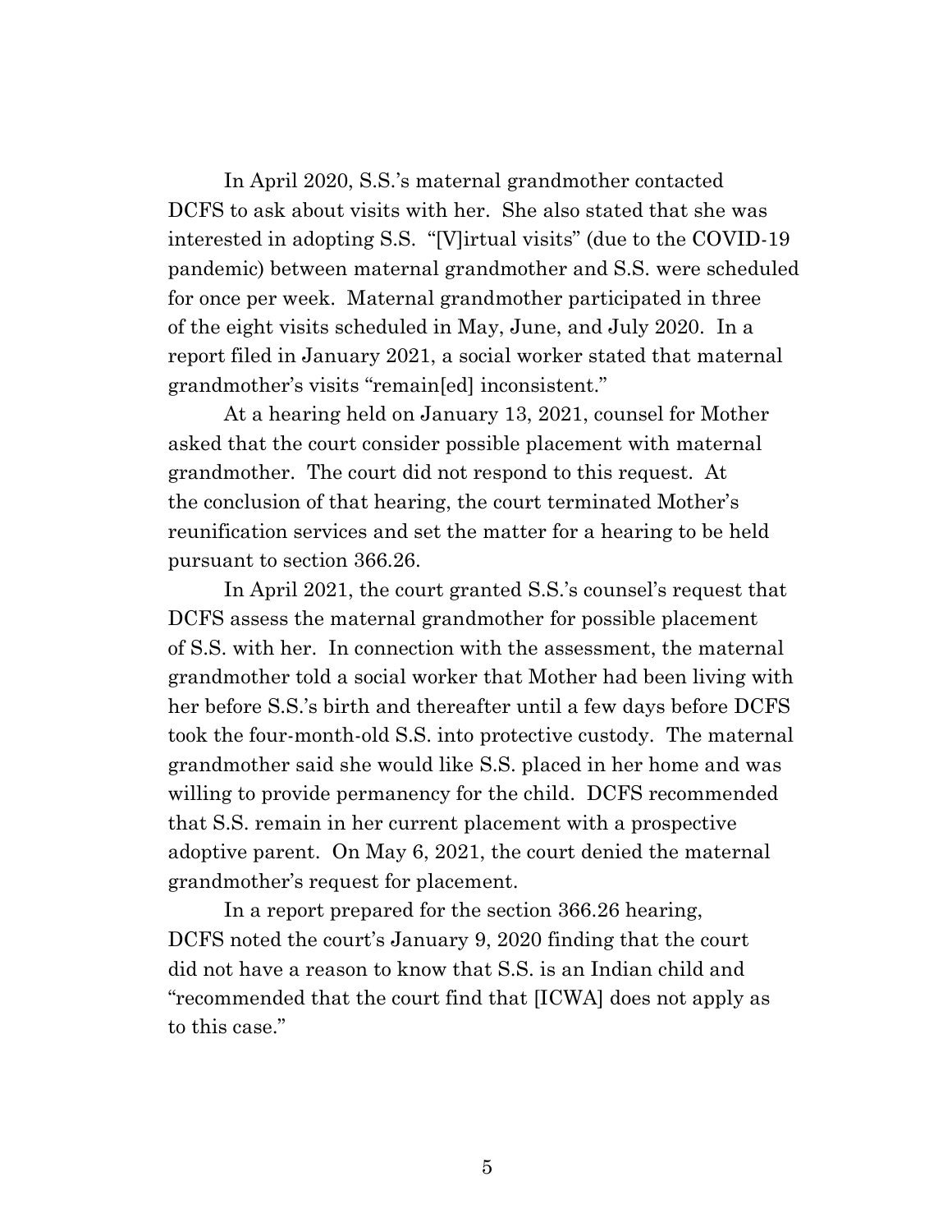In April 2020, S.S.'s maternal grandmother contacted DCFS to ask about visits with her. She also stated that she was interested in adopting S.S. "[V]irtual visits" (due to the COVID-19 pandemic) between maternal grandmother and S.S. were scheduled for once per week. Maternal grandmother participated in three of the eight visits scheduled in May, June, and July 2020. In a report filed in January 2021, a social worker stated that maternal grandmother's visits "remain[ed] inconsistent."

At a hearing held on January 13, 2021, counsel for Mother asked that the court consider possible placement with maternal grandmother. The court did not respond to this request. At the conclusion of that hearing, the court terminated Mother's reunification services and set the matter for a hearing to be held pursuant to section 366.26.

In April 2021, the court granted S.S.'s counsel's request that DCFS assess the maternal grandmother for possible placement of S.S. with her. In connection with the assessment, the maternal grandmother told a social worker that Mother had been living with her before S.S.'s birth and thereafter until a few days before DCFS took the four-month-old S.S. into protective custody. The maternal grandmother said she would like S.S. placed in her home and was willing to provide permanency for the child. DCFS recommended that S.S. remain in her current placement with a prospective adoptive parent. On May 6, 2021, the court denied the maternal grandmother's request for placement.

In a report prepared for the section 366.26 hearing, DCFS noted the court's January 9, 2020 finding that the court did not have a reason to know that S.S. is an Indian child and "recommended that the court find that [ICWA] does not apply as to this case."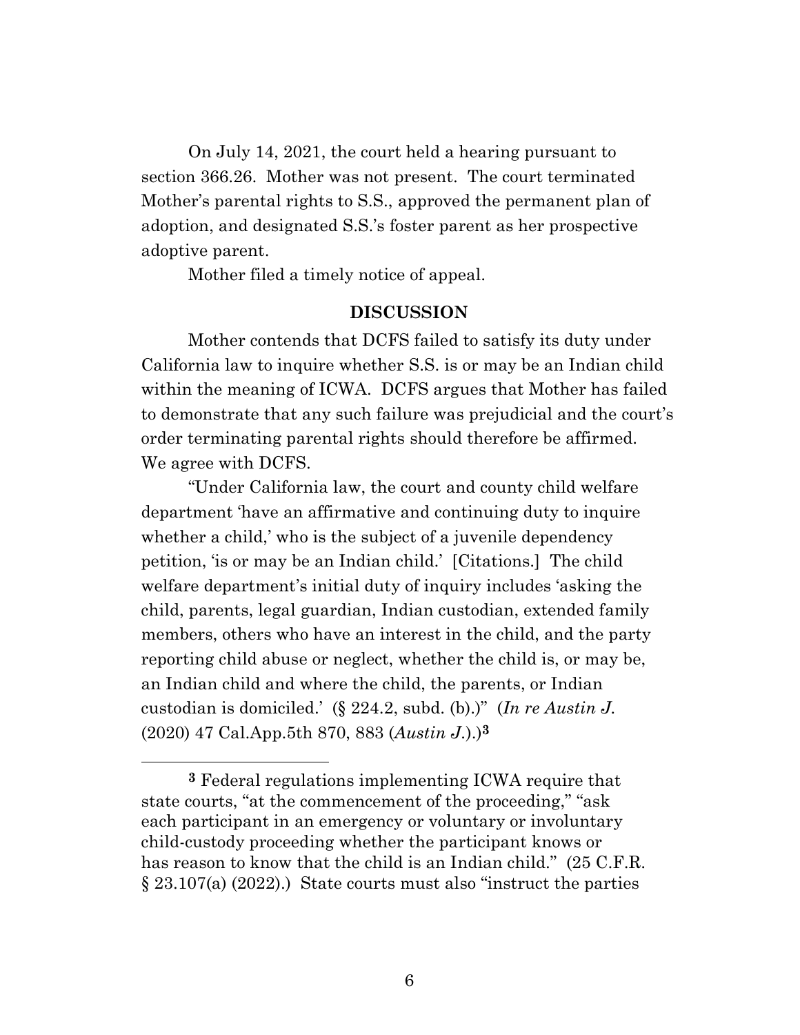On July 14, 2021, the court held a hearing pursuant to section 366.26. Mother was not present. The court terminated Mother's parental rights to S.S., approved the permanent plan of adoption, and designated S.S.'s foster parent as her prospective adoptive parent.

Mother filed a timely notice of appeal.

## DISCUSSION

Mother contends that DCFS failed to satisfy its duty under California law to inquire whether S.S. is or may be an Indian child within the meaning of ICWA. DCFS argues that Mother has failed to demonstrate that any such failure was prejudicial and the court's order terminating parental rights should therefore be affirmed. We agree with DCFS.

"Under California law, the court and county child welfare department 'have an affirmative and continuing duty to inquire whether a child,' who is the subject of a juvenile dependency petition, 'is or may be an Indian child.' [Citations.] The child welfare department's initial duty of inquiry includes 'asking the child, parents, legal guardian, Indian custodian, extended family members, others who have an interest in the child, and the party reporting child abuse or neglect, whether the child is, or may be, an Indian child and where the child, the parents, or Indian custodian is domiciled.' (§ 224.2, subd. (b).)" (*In re Austin J.* (2020) 47 Cal.App.5th 870, 883 (*Austin J.*).)[3]

---

[3] Federal regulations implementing ICWA require that state courts, "at the commencement of the proceeding," "ask each participant in an emergency or voluntary or involuntary child-custody proceeding whether the participant knows or has reason to know that the child is an Indian child." (25 C.F.R. § 23.107(a) (2022).) State courts must also "instruct the parties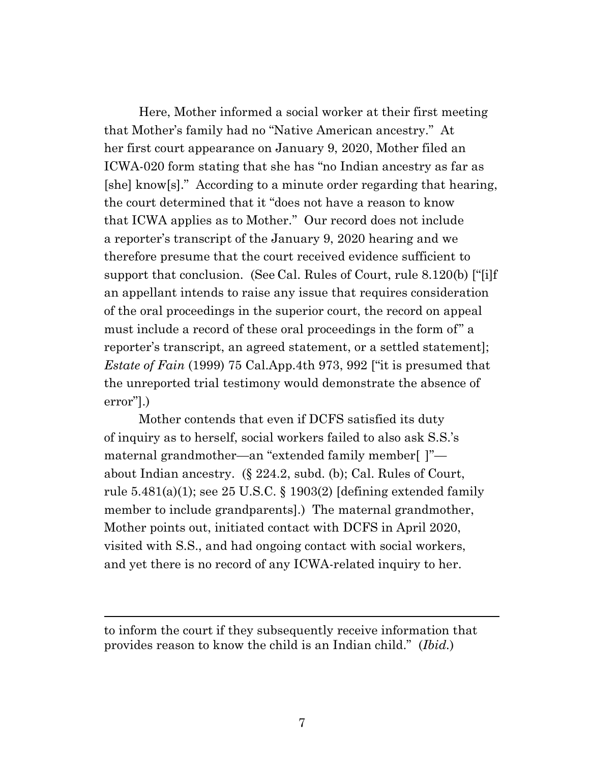Here, Mother informed a social worker at their first meeting that Mother's family had no "Native American ancestry." At her first court appearance on January 9, 2020, Mother filed an ICWA-020 form stating that she has "no Indian ancestry as far as [she] know[s]." According to a minute order regarding that hearing, the court determined that it "does not have a reason to know that ICWA applies as to Mother." Our record does not include a reporter's transcript of the January 9, 2020 hearing and we therefore presume that the court received evidence sufficient to support that conclusion. (See Cal. Rules of Court, rule 8.120(b) ["[i]f an appellant intends to raise any issue that requires consideration of the oral proceedings in the superior court, the record on appeal must include a record of these oral proceedings in the form of" a reporter's transcript, an agreed statement, or a settled statement]; *Estate of Fain* (1999) 75 Cal.App.4th 973, 992 ["it is presumed that the unreported trial testimony would demonstrate the absence of error"].)

Mother contends that even if DCFS satisfied its duty of inquiry as to herself, social workers failed to also ask S.S.'s maternal grandmother—an "extended family member[ ]"—about Indian ancestry. (§ 224.2, subd. (b); Cal. Rules of Court, rule 5.481(a)(1); see 25 U.S.C. § 1903(2) [defining extended family member to include grandparents].) The maternal grandmother, Mother points out, initiated contact with DCFS in April 2020, visited with S.S., and had ongoing contact with social workers, and yet there is no record of any ICWA-related inquiry to her.

---

to inform the court if they subsequently receive information that provides reason to know the child is an Indian child." (*Ibid.*)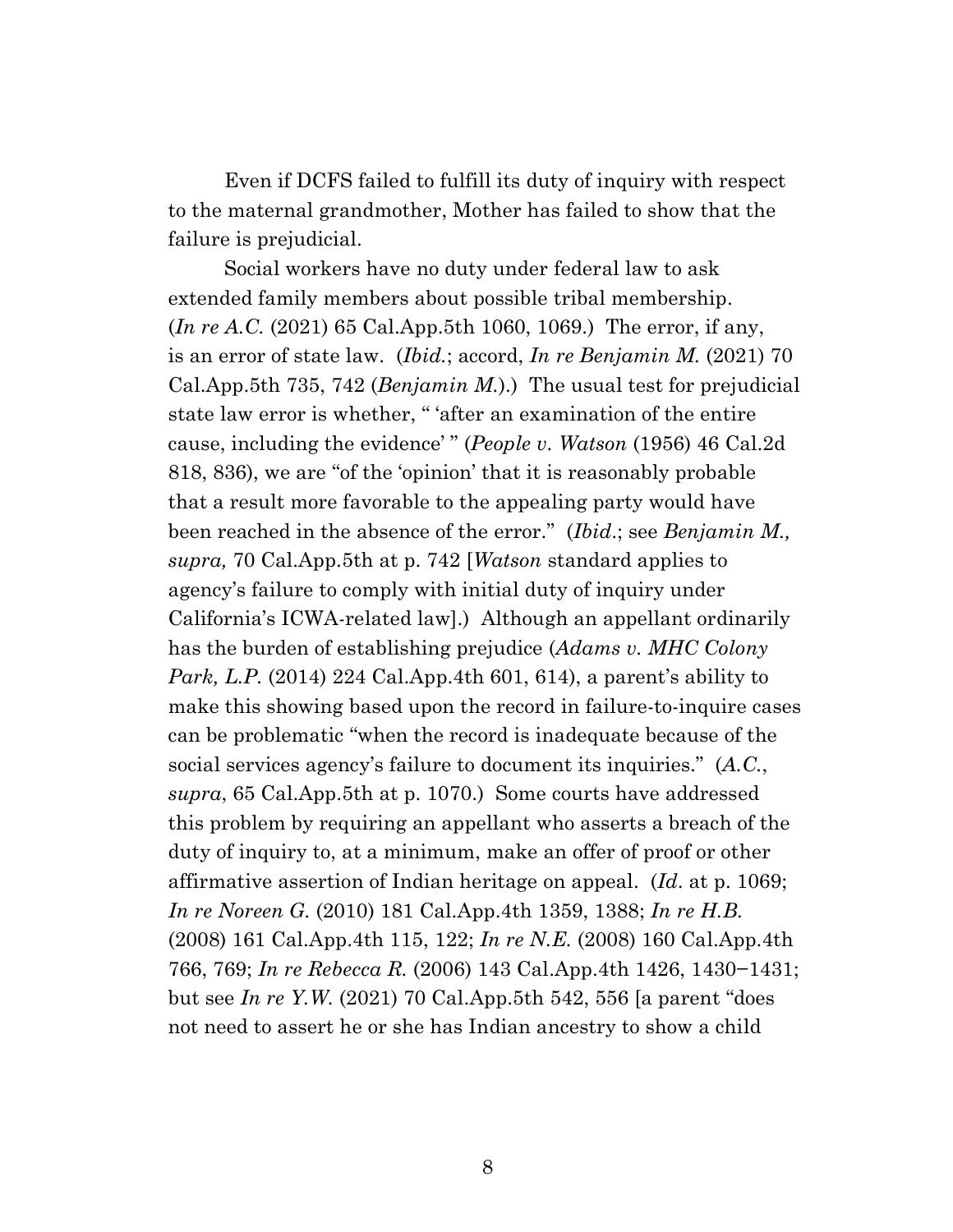Even if DCFS failed to fulfill its duty of inquiry with respect to the maternal grandmother, Mother has failed to show that the failure is prejudicial.

Social workers have no duty under federal law to ask extended family members about possible tribal membership. (*In re A.C.* (2021) 65 Cal.App.5th 1060, 1069.) The error, if any, is an error of state law. (*Ibid.*; accord, *In re Benjamin M.* (2021) 70 Cal.App.5th 735, 742 (*Benjamin M.*).) The usual test for prejudicial state law error is whether, " 'after an examination of the entire cause, including the evidence' " (*People v. Watson* (1956) 46 Cal.2d 818, 836), we are "of the 'opinion' that it is reasonably probable that a result more favorable to the appealing party would have been reached in the absence of the error." (*Ibid.*; see *Benjamin M., supra,* 70 Cal.App.5th at p. 742 [*Watson* standard applies to agency's failure to comply with initial duty of inquiry under California's ICWA-related law].) Although an appellant ordinarily has the burden of establishing prejudice (*Adams v. MHC Colony Park, L.P.* (2014) 224 Cal.App.4th 601, 614), a parent's ability to make this showing based upon the record in failure-to-inquire cases can be problematic "when the record is inadequate because of the social services agency's failure to document its inquiries." (*A.C.*, *supra*, 65 Cal.App.5th at p. 1070.) Some courts have addressed this problem by requiring an appellant who asserts a breach of the duty of inquiry to, at a minimum, make an offer of proof or other affirmative assertion of Indian heritage on appeal. (*Id.* at p. 1069; *In re Noreen G.* (2010) 181 Cal.App.4th 1359, 1388; *In re H.B.* (2008) 161 Cal.App.4th 115, 122; *In re N.E.* (2008) 160 Cal.App.4th 766, 769; *In re Rebecca R.* (2006) 143 Cal.App.4th 1426, 1430–1431; but see *In re Y.W.* (2021) 70 Cal.App.5th 542, 556 [a parent "does not need to assert he or she has Indian ancestry to show a child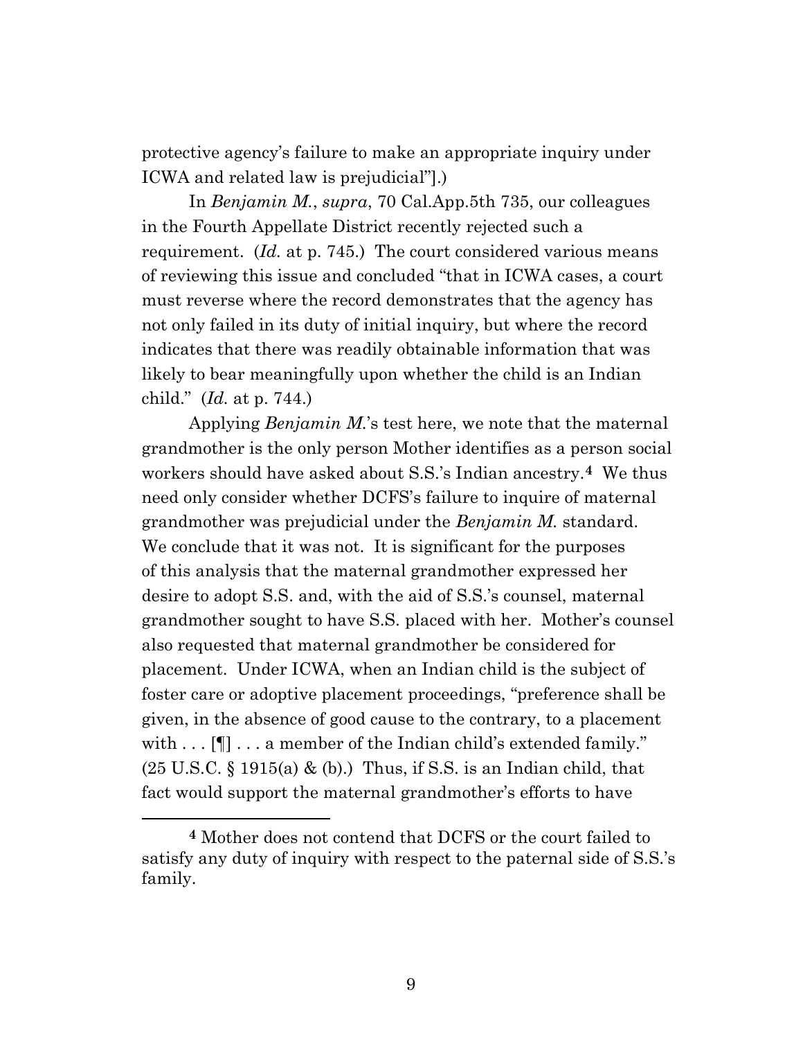protective agency's failure to make an appropriate inquiry under ICWA and related law is prejudicial"].)

In *Benjamin M.*, *supra*, 70 Cal.App.5th 735, our colleagues in the Fourth Appellate District recently rejected such a requirement. (*Id.* at p. 745.) The court considered various means of reviewing this issue and concluded "that in ICWA cases, a court must reverse where the record demonstrates that the agency has not only failed in its duty of initial inquiry, but where the record indicates that there was readily obtainable information that was likely to bear meaningfully upon whether the child is an Indian child." (*Id.* at p. 744.)

Applying *Benjamin M.*'s test here, we note that the maternal grandmother is the only person Mother identifies as a person social workers should have asked about S.S.'s Indian ancestry.[4] We thus need only consider whether DCFS's failure to inquire of maternal grandmother was prejudicial under the *Benjamin M.* standard. We conclude that it was not. It is significant for the purposes of this analysis that the maternal grandmother expressed her desire to adopt S.S. and, with the aid of S.S.'s counsel, maternal grandmother sought to have S.S. placed with her. Mother's counsel also requested that maternal grandmother be considered for placement. Under ICWA, when an Indian child is the subject of foster care or adoptive placement proceedings, "preference shall be given, in the absence of good cause to the contrary, to a placement with . . . [¶] . . . a member of the Indian child's extended family." (25 U.S.C. § 1915(a) & (b).) Thus, if S.S. is an Indian child, that fact would support the maternal grandmother's efforts to have

---

[4] Mother does not contend that DCFS or the court failed to satisfy any duty of inquiry with respect to the paternal side of S.S.'s family.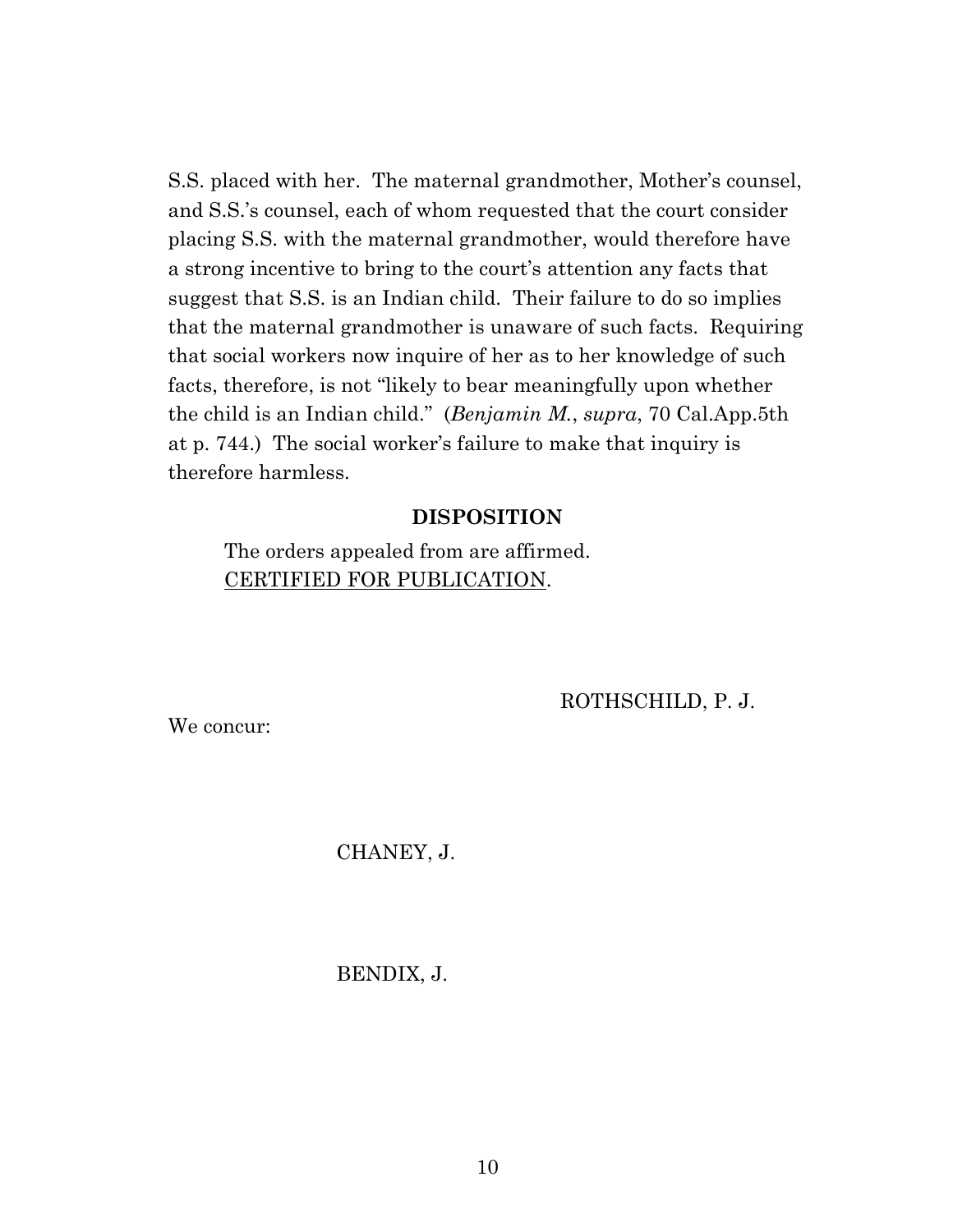S.S. placed with her. The maternal grandmother, Mother's counsel, and S.S.'s counsel, each of whom requested that the court consider placing S.S. with the maternal grandmother, would therefore have a strong incentive to bring to the court's attention any facts that suggest that S.S. is an Indian child. Their failure to do so implies that the maternal grandmother is unaware of such facts. Requiring that social workers now inquire of her as to her knowledge of such facts, therefore, is not "likely to bear meaningfully upon whether the child is an Indian child." (*Benjamin M.*, *supra*, 70 Cal.App.5th at p. 744.) The social worker's failure to make that inquiry is therefore harmless.

**DISPOSITION**

The orders appealed from are affirmed.
<u>CERTIFIED FOR PUBLICATION</u>.

ROTHSCHILD, P. J.

We concur:

CHANEY, J.

BENDIX, J.